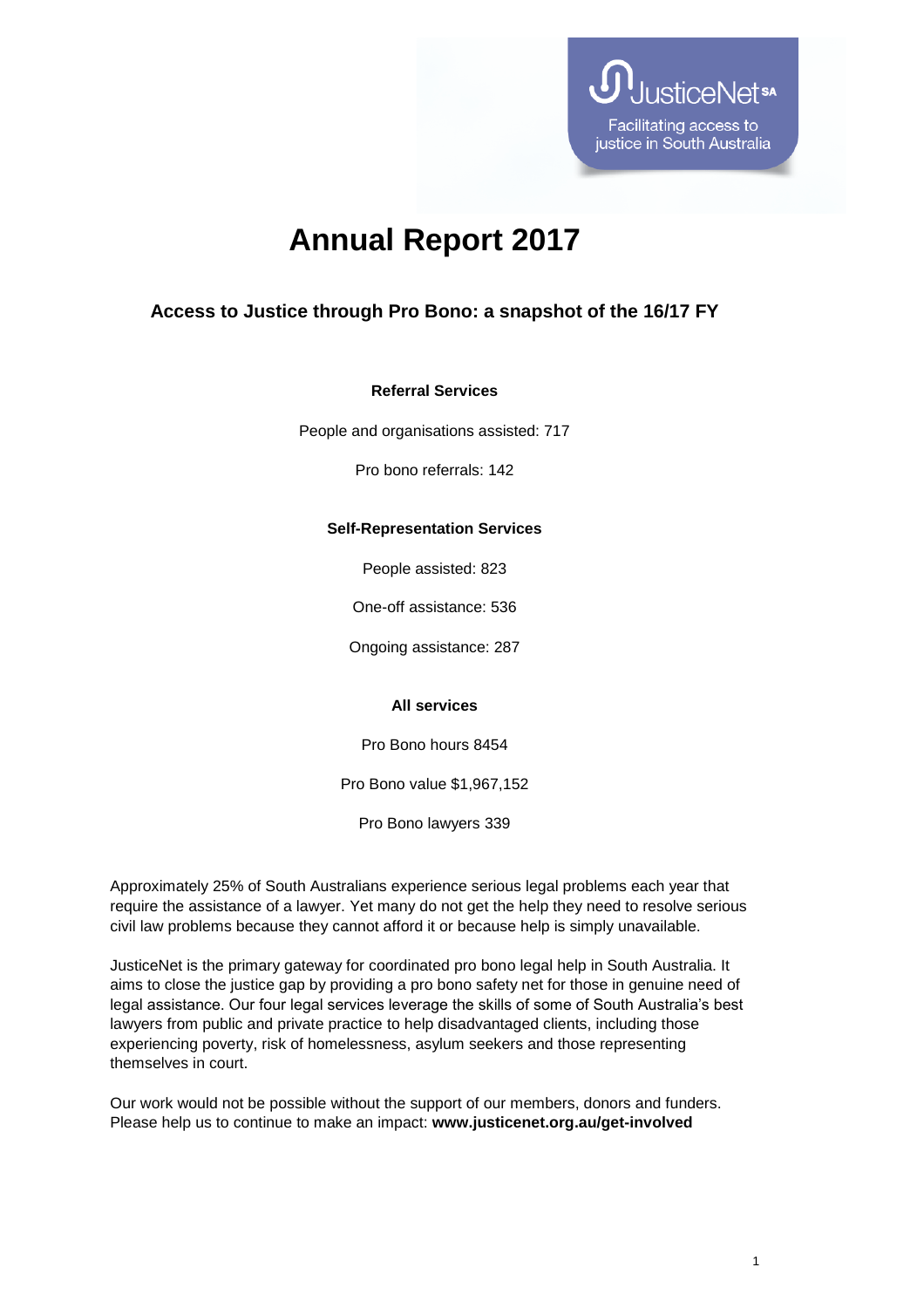JusticeNet SA

Facilitating access to justice in South Australia

# Annual Report 2017

## Access to Justice through Pro Bono: a snapshot of the 16/17 FY

**Referral Services**

People and organisations assisted: 717

Pro bono referrals: 142

**Self-Representation Services**

People assisted: 823

One-off assistance: 536

Ongoing assistance: 287

**All services**

Pro Bono hours 8454

Pro Bono value $1,967,152

Pro Bono lawyers 339

Approximately 25% of South Australians experience serious legal problems each year that require the assistance of a lawyer. Yet many do not get the help they need to resolve serious civil law problems because they cannot afford it or because help is simply unavailable.

JusticeNet is the primary gateway for coordinated pro bono legal help in South Australia. It aims to close the justice gap by providing a pro bono safety net for those in genuine need of legal assistance. Our four legal services leverage the skills of some of South Australia's best lawyers from public and private practice to help disadvantaged clients, including those experiencing poverty, risk of homelessness, asylum seekers and those representing themselves in court.

Our work would not be possible without the support of our members, donors and funders. Please help us to continue to make an impact: **www.justicenet.org.au/get-involved**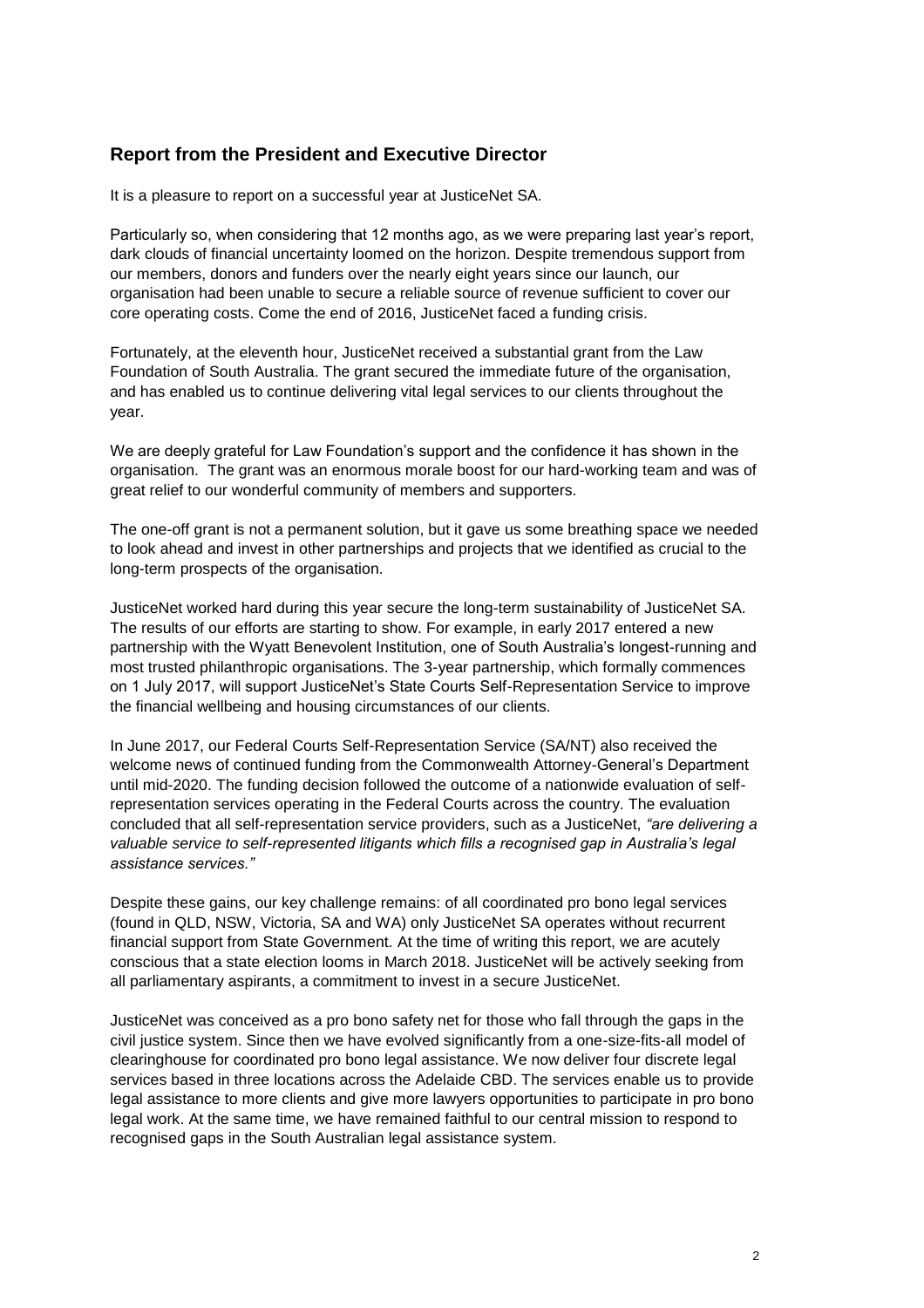## Report from the President and Executive Director

It is a pleasure to report on a successful year at JusticeNet SA.

Particularly so, when considering that 12 months ago, as we were preparing last year's report, dark clouds of financial uncertainty loomed on the horizon. Despite tremendous support from our members, donors and funders over the nearly eight years since our launch, our organisation had been unable to secure a reliable source of revenue sufficient to cover our core operating costs. Come the end of 2016, JusticeNet faced a funding crisis.

Fortunately, at the eleventh hour, JusticeNet received a substantial grant from the Law Foundation of South Australia. The grant secured the immediate future of the organisation, and has enabled us to continue delivering vital legal services to our clients throughout the year.

We are deeply grateful for Law Foundation's support and the confidence it has shown in the organisation. The grant was an enormous morale boost for our hard-working team and was of great relief to our wonderful community of members and supporters.

The one-off grant is not a permanent solution, but it gave us some breathing space we needed to look ahead and invest in other partnerships and projects that we identified as crucial to the long-term prospects of the organisation.

JusticeNet worked hard during this year secure the long-term sustainability of JusticeNet SA. The results of our efforts are starting to show. For example, in early 2017 entered a new partnership with the Wyatt Benevolent Institution, one of South Australia's longest-running and most trusted philanthropic organisations. The 3-year partnership, which formally commences on 1 July 2017, will support JusticeNet's State Courts Self-Representation Service to improve the financial wellbeing and housing circumstances of our clients.

In June 2017, our Federal Courts Self-Representation Service (SA/NT) also received the welcome news of continued funding from the Commonwealth Attorney-General's Department until mid-2020. The funding decision followed the outcome of a nationwide evaluation of self-representation services operating in the Federal Courts across the country. The evaluation concluded that all self-representation service providers, such as a JusticeNet, *"are delivering a valuable service to self-represented litigants which fills a recognised gap in Australia's legal assistance services."*

Despite these gains, our key challenge remains: of all coordinated pro bono legal services (found in QLD, NSW, Victoria, SA and WA) only JusticeNet SA operates without recurrent financial support from State Government. At the time of writing this report, we are acutely conscious that a state election looms in March 2018. JusticeNet will be actively seeking from all parliamentary aspirants, a commitment to invest in a secure JusticeNet.

JusticeNet was conceived as a pro bono safety net for those who fall through the gaps in the civil justice system. Since then we have evolved significantly from a one-size-fits-all model of clearinghouse for coordinated pro bono legal assistance. We now deliver four discrete legal services based in three locations across the Adelaide CBD. The services enable us to provide legal assistance to more clients and give more lawyers opportunities to participate in pro bono legal work. At the same time, we have remained faithful to our central mission to respond to recognised gaps in the South Australian legal assistance system.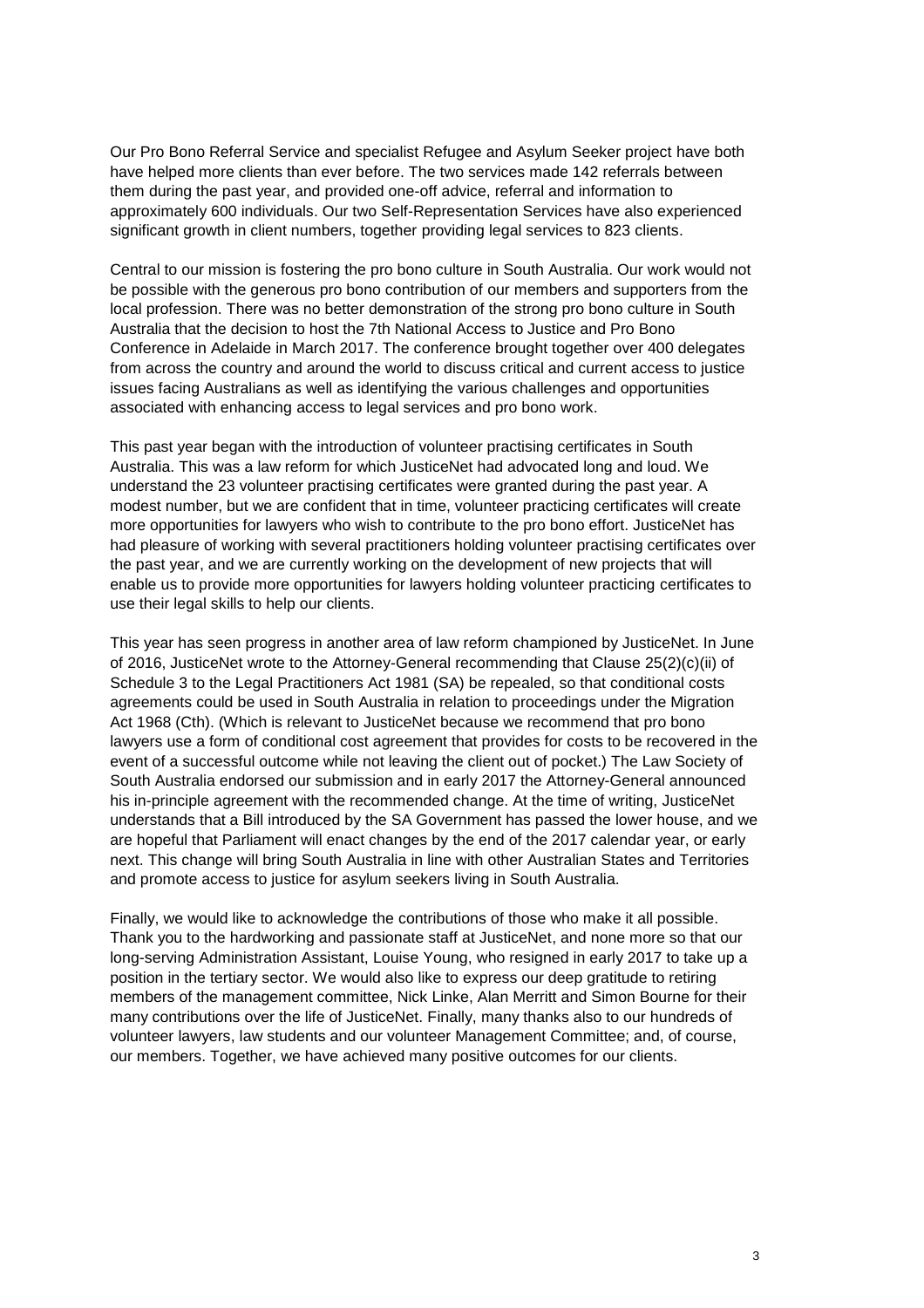Our Pro Bono Referral Service and specialist Refugee and Asylum Seeker project have both have helped more clients than ever before. The two services made 142 referrals between them during the past year, and provided one-off advice, referral and information to approximately 600 individuals. Our two Self-Representation Services have also experienced significant growth in client numbers, together providing legal services to 823 clients.

Central to our mission is fostering the pro bono culture in South Australia. Our work would not be possible with the generous pro bono contribution of our members and supporters from the local profession. There was no better demonstration of the strong pro bono culture in South Australia that the decision to host the 7th National Access to Justice and Pro Bono Conference in Adelaide in March 2017. The conference brought together over 400 delegates from across the country and around the world to discuss critical and current access to justice issues facing Australians as well as identifying the various challenges and opportunities associated with enhancing access to legal services and pro bono work.

This past year began with the introduction of volunteer practising certificates in South Australia. This was a law reform for which JusticeNet had advocated long and loud. We understand the 23 volunteer practising certificates were granted during the past year. A modest number, but we are confident that in time, volunteer practicing certificates will create more opportunities for lawyers who wish to contribute to the pro bono effort. JusticeNet has had pleasure of working with several practitioners holding volunteer practising certificates over the past year, and we are currently working on the development of new projects that will enable us to provide more opportunities for lawyers holding volunteer practicing certificates to use their legal skills to help our clients.

This year has seen progress in another area of law reform championed by JusticeNet. In June of 2016, JusticeNet wrote to the Attorney-General recommending that Clause 25(2)(c)(ii) of Schedule 3 to the Legal Practitioners Act 1981 (SA) be repealed, so that conditional costs agreements could be used in South Australia in relation to proceedings under the Migration Act 1968 (Cth). (Which is relevant to JusticeNet because we recommend that pro bono lawyers use a form of conditional cost agreement that provides for costs to be recovered in the event of a successful outcome while not leaving the client out of pocket.) The Law Society of South Australia endorsed our submission and in early 2017 the Attorney-General announced his in-principle agreement with the recommended change. At the time of writing, JusticeNet understands that a Bill introduced by the SA Government has passed the lower house, and we are hopeful that Parliament will enact changes by the end of the 2017 calendar year, or early next. This change will bring South Australia in line with other Australian States and Territories and promote access to justice for asylum seekers living in South Australia.

Finally, we would like to acknowledge the contributions of those who make it all possible. Thank you to the hardworking and passionate staff at JusticeNet, and none more so that our long-serving Administration Assistant, Louise Young, who resigned in early 2017 to take up a position in the tertiary sector. We would also like to express our deep gratitude to retiring members of the management committee, Nick Linke, Alan Merritt and Simon Bourne for their many contributions over the life of JusticeNet. Finally, many thanks also to our hundreds of volunteer lawyers, law students and our volunteer Management Committee; and, of course, our members. Together, we have achieved many positive outcomes for our clients.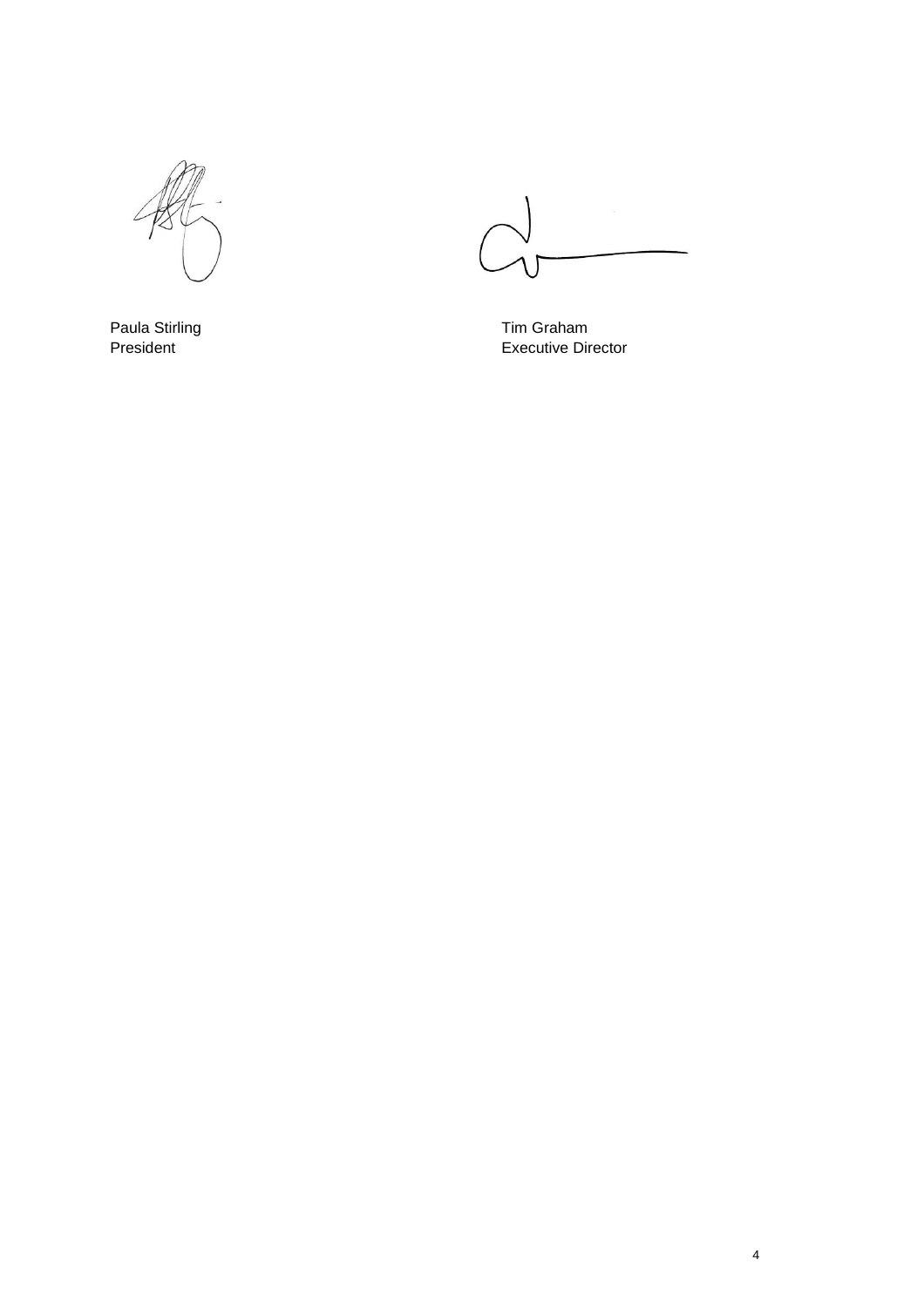Paula Stirling
President

Tim Graham
Executive Director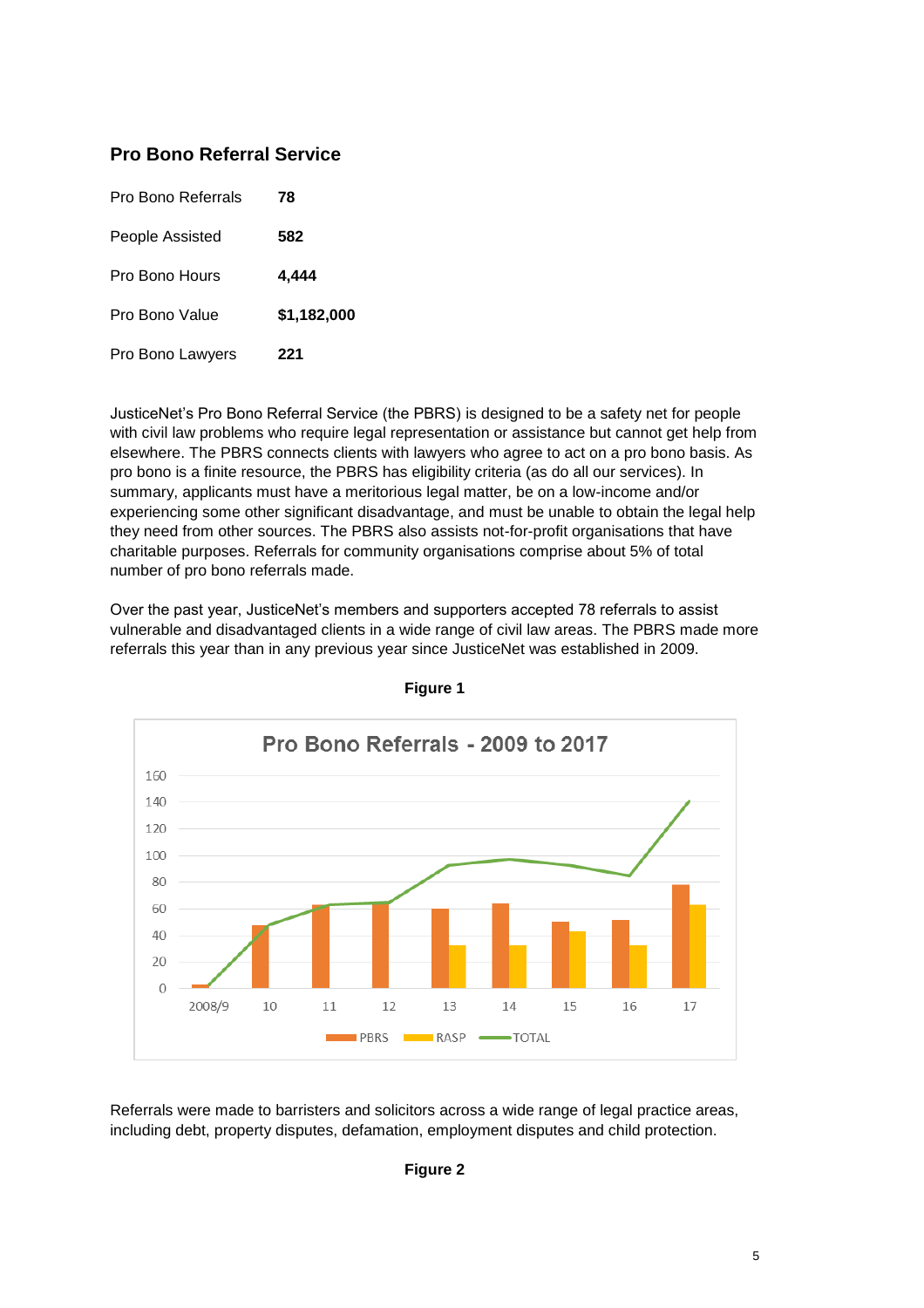## Pro Bono Referral Service

| | |
|---|---|
| Pro Bono Referrals | **78** |
| People Assisted | **582** |
| Pro Bono Hours | **4,444** |
| Pro Bono Value | **$1,182,000** |
| Pro Bono Lawyers | **221** |

JusticeNet's Pro Bono Referral Service (the PBRS) is designed to be a safety net for people with civil law problems who require legal representation or assistance but cannot get help from elsewhere. The PBRS connects clients with lawyers who agree to act on a pro bono basis. As pro bono is a finite resource, the PBRS has eligibility criteria (as do all our services). In summary, applicants must have a meritorious legal matter, be on a low-income and/or experiencing some other significant disadvantage, and must be unable to obtain the legal help they need from other sources. The PBRS also assists not-for-profit organisations that have charitable purposes. Referrals for community organisations comprise about 5% of total number of pro bono referrals made.

Over the past year, JusticeNet's members and supporters accepted 78 referrals to assist vulnerable and disadvantaged clients in a wide range of civil law areas. The PBRS made more referrals this year than in any previous year since JusticeNet was established in 2009.

**Figure 1**

Pro Bono Referrals - 2009 to 2017

Referrals were made to barristers and solicitors across a wide range of legal practice areas, including debt, property disputes, defamation, employment disputes and child protection.

**Figure 2**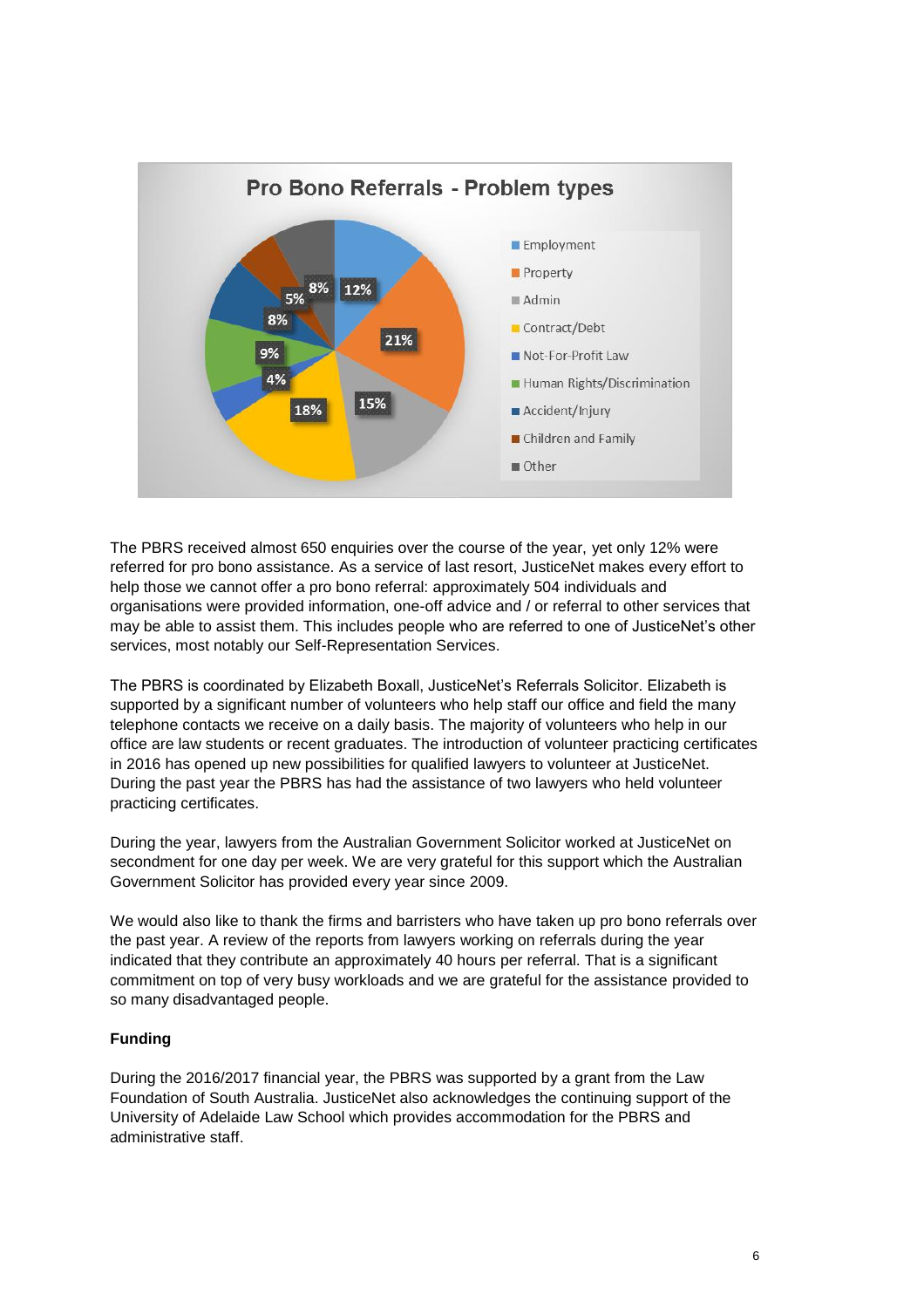**Pro Bono Referrals - Problem types**

| Problem type | Percentage |
| --- | --- |
| Employment | 12% |
| Property | 21% |
| Admin | 15% |
| Contract/Debt | 18% |
| Not-For-Profit Law | 4% |
| Human Rights/Discrimination | 9% |
| Accident/Injury | 8% |
| Children and Family | 5% |
| Other | 8% |

The PBRS received almost 650 enquiries over the course of the year, yet only 12% were referred for pro bono assistance. As a service of last resort, JusticeNet makes every effort to help those we cannot offer a pro bono referral: approximately 504 individuals and organisations were provided information, one-off advice and / or referral to other services that may be able to assist them. This includes people who are referred to one of JusticeNet's other services, most notably our Self-Representation Services.

The PBRS is coordinated by Elizabeth Boxall, JusticeNet's Referrals Solicitor. Elizabeth is supported by a significant number of volunteers who help staff our office and field the many telephone contacts we receive on a daily basis. The majority of volunteers who help in our office are law students or recent graduates. The introduction of volunteer practicing certificates in 2016 has opened up new possibilities for qualified lawyers to volunteer at JusticeNet. During the past year the PBRS has had the assistance of two lawyers who held volunteer practicing certificates.

During the year, lawyers from the Australian Government Solicitor worked at JusticeNet on secondment for one day per week. We are very grateful for this support which the Australian Government Solicitor has provided every year since 2009.

We would also like to thank the firms and barristers who have taken up pro bono referrals over the past year. A review of the reports from lawyers working on referrals during the year indicated that they contribute an approximately 40 hours per referral. That is a significant commitment on top of very busy workloads and we are grateful for the assistance provided to so many disadvantaged people.

**Funding**

During the 2016/2017 financial year, the PBRS was supported by a grant from the Law Foundation of South Australia. JusticeNet also acknowledges the continuing support of the University of Adelaide Law School which provides accommodation for the PBRS and administrative staff.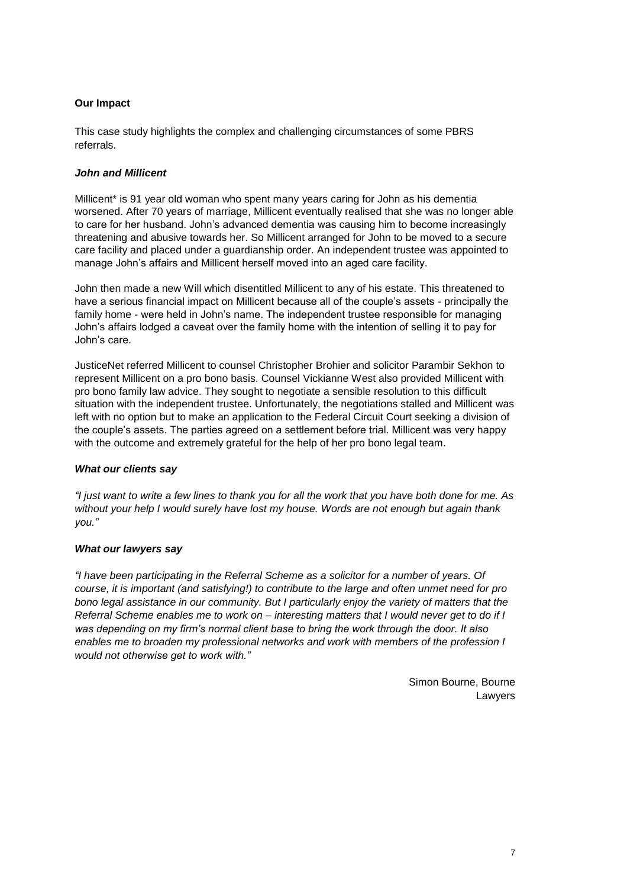**Our Impact**

This case study highlights the complex and challenging circumstances of some PBRS referrals.

***John and Millicent***

Millicent* is 91 year old woman who spent many years caring for John as his dementia worsened. After 70 years of marriage, Millicent eventually realised that she was no longer able to care for her husband. John's advanced dementia was causing him to become increasingly threatening and abusive towards her. So Millicent arranged for John to be moved to a secure care facility and placed under a guardianship order. An independent trustee was appointed to manage John's affairs and Millicent herself moved into an aged care facility.

John then made a new Will which disentitled Millicent to any of his estate. This threatened to have a serious financial impact on Millicent because all of the couple's assets - principally the family home - were held in John's name. The independent trustee responsible for managing John's affairs lodged a caveat over the family home with the intention of selling it to pay for John's care.

JusticeNet referred Millicent to counsel Christopher Brohier and solicitor Parambir Sekhon to represent Millicent on a pro bono basis. Counsel Vickianne West also provided Millicent with pro bono family law advice. They sought to negotiate a sensible resolution to this difficult situation with the independent trustee. Unfortunately, the negotiations stalled and Millicent was left with no option but to make an application to the Federal Circuit Court seeking a division of the couple's assets. The parties agreed on a settlement before trial. Millicent was very happy with the outcome and extremely grateful for the help of her pro bono legal team.

***What our clients say***

*"I just want to write a few lines to thank you for all the work that you have both done for me. As without your help I would surely have lost my house. Words are not enough but again thank you."*

***What our lawyers say***

*"I have been participating in the Referral Scheme as a solicitor for a number of years. Of course, it is important (and satisfying!) to contribute to the large and often unmet need for pro bono legal assistance in our community. But I particularly enjoy the variety of matters that the Referral Scheme enables me to work on – interesting matters that I would never get to do if I was depending on my firm's normal client base to bring the work through the door. It also enables me to broaden my professional networks and work with members of the profession I would not otherwise get to work with."*

Simon Bourne, Bourne Lawyers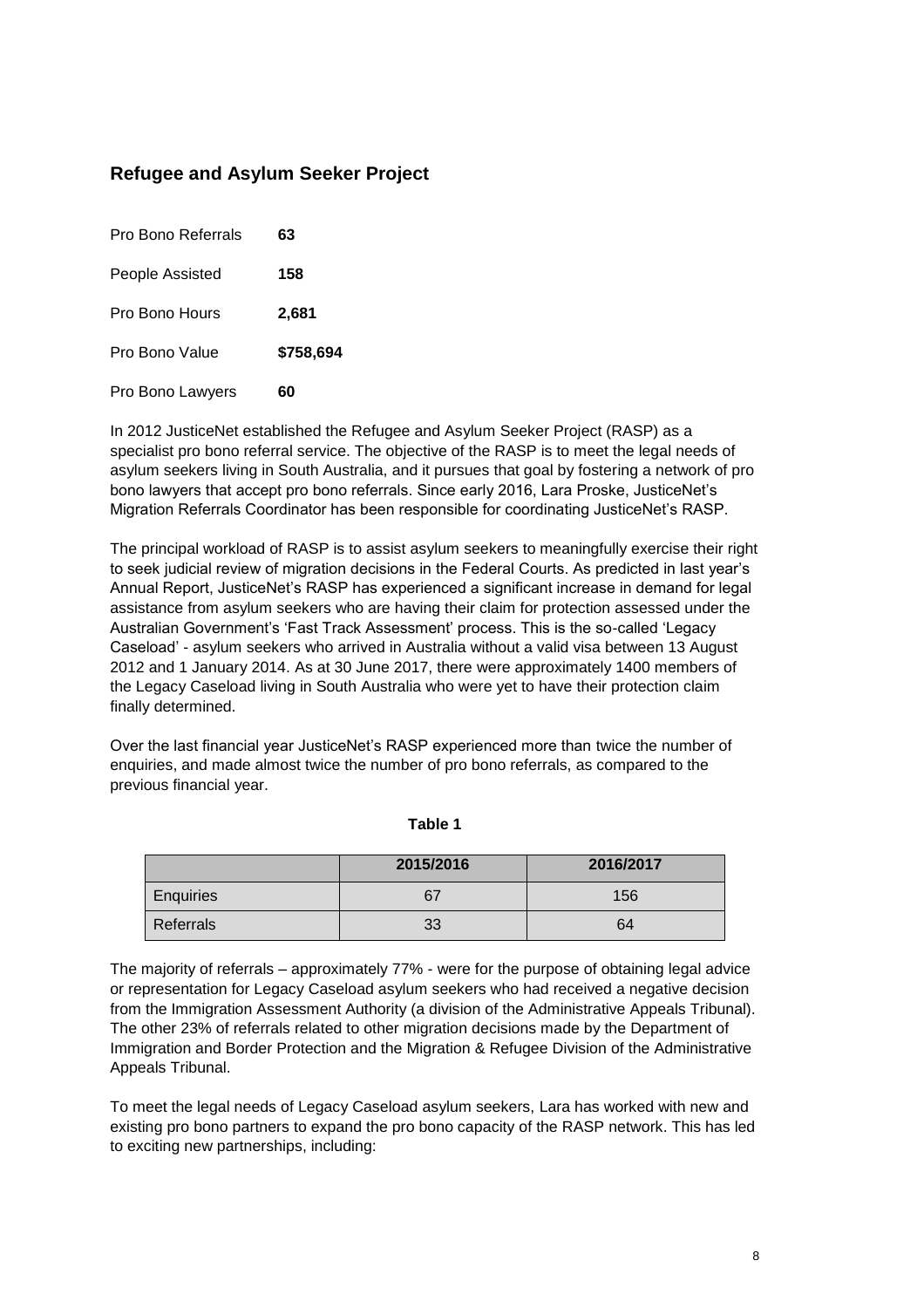## Refugee and Asylum Seeker Project

| | |
|---|---|
| Pro Bono Referrals | **63** |
| People Assisted | **158** |
| Pro Bono Hours | **2,681** |
| Pro Bono Value | **$758,694** |
| Pro Bono Lawyers | **60** |

In 2012 JusticeNet established the Refugee and Asylum Seeker Project (RASP) as a specialist pro bono referral service. The objective of the RASP is to meet the legal needs of asylum seekers living in South Australia, and it pursues that goal by fostering a network of pro bono lawyers that accept pro bono referrals. Since early 2016, Lara Proske, JusticeNet's Migration Referrals Coordinator has been responsible for coordinating JusticeNet's RASP.

The principal workload of RASP is to assist asylum seekers to meaningfully exercise their right to seek judicial review of migration decisions in the Federal Courts. As predicted in last year's Annual Report, JusticeNet's RASP has experienced a significant increase in demand for legal assistance from asylum seekers who are having their claim for protection assessed under the Australian Government's 'Fast Track Assessment' process. This is the so-called 'Legacy Caseload' - asylum seekers who arrived in Australia without a valid visa between 13 August 2012 and 1 January 2014. As at 30 June 2017, there were approximately 1400 members of the Legacy Caseload living in South Australia who were yet to have their protection claim finally determined.

Over the last financial year JusticeNet's RASP experienced more than twice the number of enquiries, and made almost twice the number of pro bono referrals, as compared to the previous financial year.

**Table 1**

| | 2015/2016 | 2016/2017 |
|---|---|---|
| Enquiries | 67 | 156 |
| Referrals | 33 | 64 |

The majority of referrals – approximately 77% - were for the purpose of obtaining legal advice or representation for Legacy Caseload asylum seekers who had received a negative decision from the Immigration Assessment Authority (a division of the Administrative Appeals Tribunal). The other 23% of referrals related to other migration decisions made by the Department of Immigration and Border Protection and the Migration & Refugee Division of the Administrative Appeals Tribunal.

To meet the legal needs of Legacy Caseload asylum seekers, Lara has worked with new and existing pro bono partners to expand the pro bono capacity of the RASP network. This has led to exciting new partnerships, including: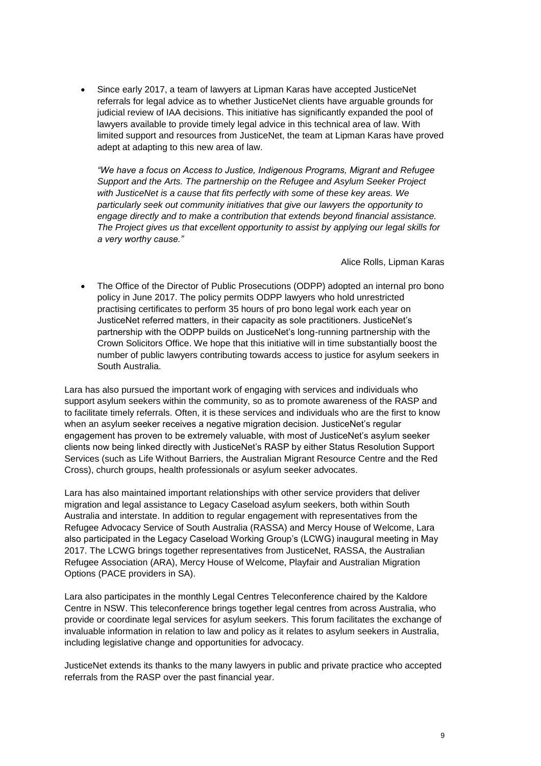- Since early 2017, a team of lawyers at Lipman Karas have accepted JusticeNet referrals for legal advice as to whether JusticeNet clients have arguable grounds for judicial review of IAA decisions. This initiative has significantly expanded the pool of lawyers available to provide timely legal advice in this technical area of law. With limited support and resources from JusticeNet, the team at Lipman Karas have proved adept at adapting to this new area of law.

  *"We have a focus on Access to Justice, Indigenous Programs, Migrant and Refugee Support and the Arts. The partnership on the Refugee and Asylum Seeker Project with JusticeNet is a cause that fits perfectly with some of these key areas. We particularly seek out community initiatives that give our lawyers the opportunity to engage directly and to make a contribution that extends beyond financial assistance. The Project gives us that excellent opportunity to assist by applying our legal skills for a very worthy cause."*

  Alice Rolls, Lipman Karas

- The Office of the Director of Public Prosecutions (ODPP) adopted an internal pro bono policy in June 2017. The policy permits ODPP lawyers who hold unrestricted practising certificates to perform 35 hours of pro bono legal work each year on JusticeNet referred matters, in their capacity as sole practitioners. JusticeNet's partnership with the ODPP builds on JusticeNet's long-running partnership with the Crown Solicitors Office. We hope that this initiative will in time substantially boost the number of public lawyers contributing towards access to justice for asylum seekers in South Australia.

Lara has also pursued the important work of engaging with services and individuals who support asylum seekers within the community, so as to promote awareness of the RASP and to facilitate timely referrals. Often, it is these services and individuals who are the first to know when an asylum seeker receives a negative migration decision. JusticeNet's regular engagement has proven to be extremely valuable, with most of JusticeNet's asylum seeker clients now being linked directly with JusticeNet's RASP by either Status Resolution Support Services (such as Life Without Barriers, the Australian Migrant Resource Centre and the Red Cross), church groups, health professionals or asylum seeker advocates.

Lara has also maintained important relationships with other service providers that deliver migration and legal assistance to Legacy Caseload asylum seekers, both within South Australia and interstate. In addition to regular engagement with representatives from the Refugee Advocacy Service of South Australia (RASSA) and Mercy House of Welcome, Lara also participated in the Legacy Caseload Working Group's (LCWG) inaugural meeting in May 2017. The LCWG brings together representatives from JusticeNet, RASSA, the Australian Refugee Association (ARA), Mercy House of Welcome, Playfair and Australian Migration Options (PACE providers in SA).

Lara also participates in the monthly Legal Centres Teleconference chaired by the Kaldore Centre in NSW. This teleconference brings together legal centres from across Australia, who provide or coordinate legal services for asylum seekers. This forum facilitates the exchange of invaluable information in relation to law and policy as it relates to asylum seekers in Australia, including legislative change and opportunities for advocacy.

JusticeNet extends its thanks to the many lawyers in public and private practice who accepted referrals from the RASP over the past financial year.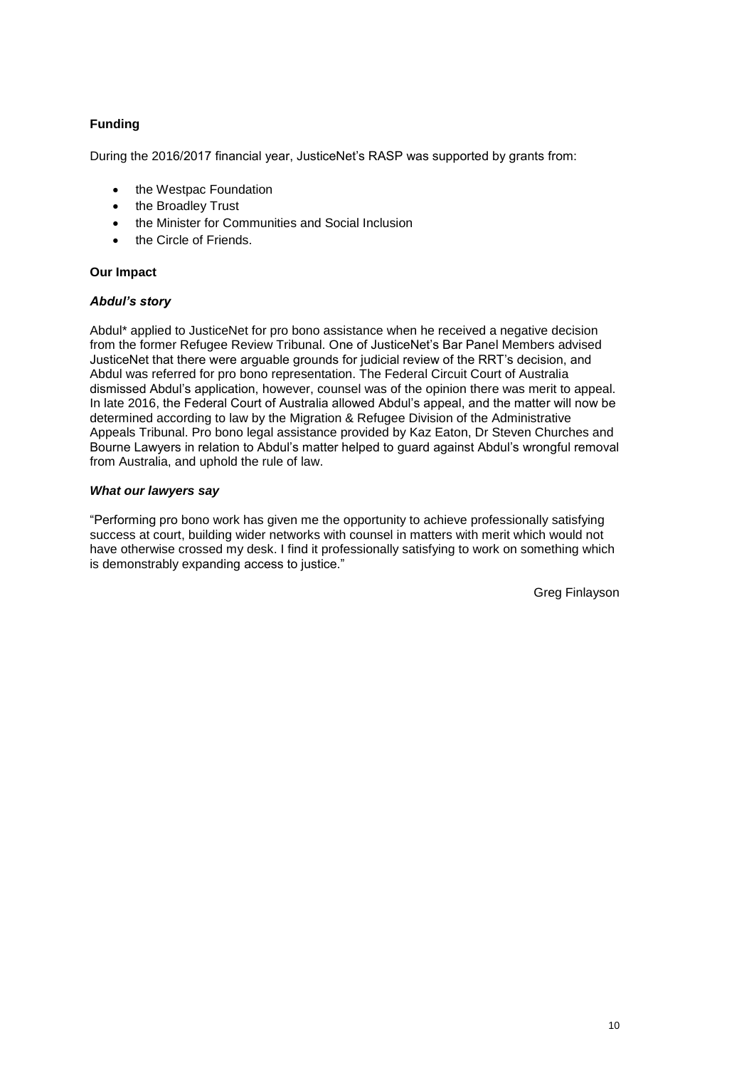### Funding

During the 2016/2017 financial year, JusticeNet's RASP was supported by grants from:

- the Westpac Foundation
- the Broadley Trust
- the Minister for Communities and Social Inclusion
- the Circle of Friends.

### Our Impact

#### *Abdul's story*

Abdul* applied to JusticeNet for pro bono assistance when he received a negative decision from the former Refugee Review Tribunal. One of JusticeNet's Bar Panel Members advised JusticeNet that there were arguable grounds for judicial review of the RRT's decision, and Abdul was referred for pro bono representation. The Federal Circuit Court of Australia dismissed Abdul's application, however, counsel was of the opinion there was merit to appeal. In late 2016, the Federal Court of Australia allowed Abdul's appeal, and the matter will now be determined according to law by the Migration & Refugee Division of the Administrative Appeals Tribunal. Pro bono legal assistance provided by Kaz Eaton, Dr Steven Churches and Bourne Lawyers in relation to Abdul's matter helped to guard against Abdul's wrongful removal from Australia, and uphold the rule of law.

#### *What our lawyers say*

"Performing pro bono work has given me the opportunity to achieve professionally satisfying success at court, building wider networks with counsel in matters with merit which would not have otherwise crossed my desk. I find it professionally satisfying to work on something which is demonstrably expanding access to justice."

Greg Finlayson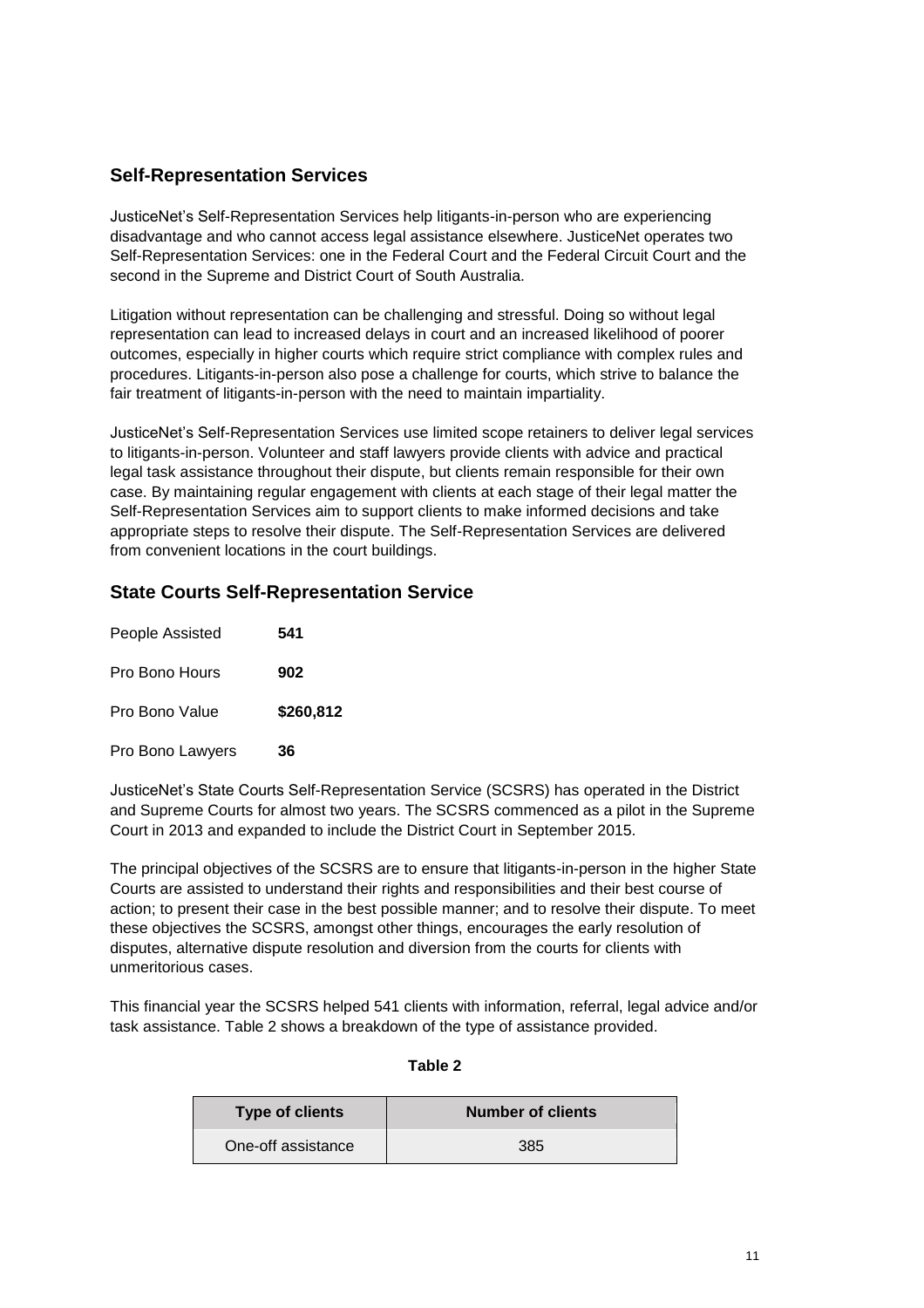## Self-Representation Services

JusticeNet's Self-Representation Services help litigants-in-person who are experiencing disadvantage and who cannot access legal assistance elsewhere. JusticeNet operates two Self-Representation Services: one in the Federal Court and the Federal Circuit Court and the second in the Supreme and District Court of South Australia.

Litigation without representation can be challenging and stressful. Doing so without legal representation can lead to increased delays in court and an increased likelihood of poorer outcomes, especially in higher courts which require strict compliance with complex rules and procedures. Litigants-in-person also pose a challenge for courts, which strive to balance the fair treatment of litigants-in-person with the need to maintain impartiality.

JusticeNet's Self-Representation Services use limited scope retainers to deliver legal services to litigants-in-person. Volunteer and staff lawyers provide clients with advice and practical legal task assistance throughout their dispute, but clients remain responsible for their own case. By maintaining regular engagement with clients at each stage of their legal matter the Self-Representation Services aim to support clients to make informed decisions and take appropriate steps to resolve their dispute. The Self-Representation Services are delivered from convenient locations in the court buildings.

## State Courts Self-Representation Service

| | |
|---|---|
| People Assisted | **541** |
| Pro Bono Hours | **902** |
| Pro Bono Value | **$260,812** |
| Pro Bono Lawyers | **36** |

JusticeNet's State Courts Self-Representation Service (SCSRS) has operated in the District and Supreme Courts for almost two years. The SCSRS commenced as a pilot in the Supreme Court in 2013 and expanded to include the District Court in September 2015.

The principal objectives of the SCSRS are to ensure that litigants-in-person in the higher State Courts are assisted to understand their rights and responsibilities and their best course of action; to present their case in the best possible manner; and to resolve their dispute. To meet these objectives the SCSRS, amongst other things, encourages the early resolution of disputes, alternative dispute resolution and diversion from the courts for clients with unmeritorious cases.

This financial year the SCSRS helped 541 clients with information, referral, legal advice and/or task assistance. Table 2 shows a breakdown of the type of assistance provided.

**Table 2**

| Type of clients | Number of clients |
|---|---|
| One-off assistance | 385 |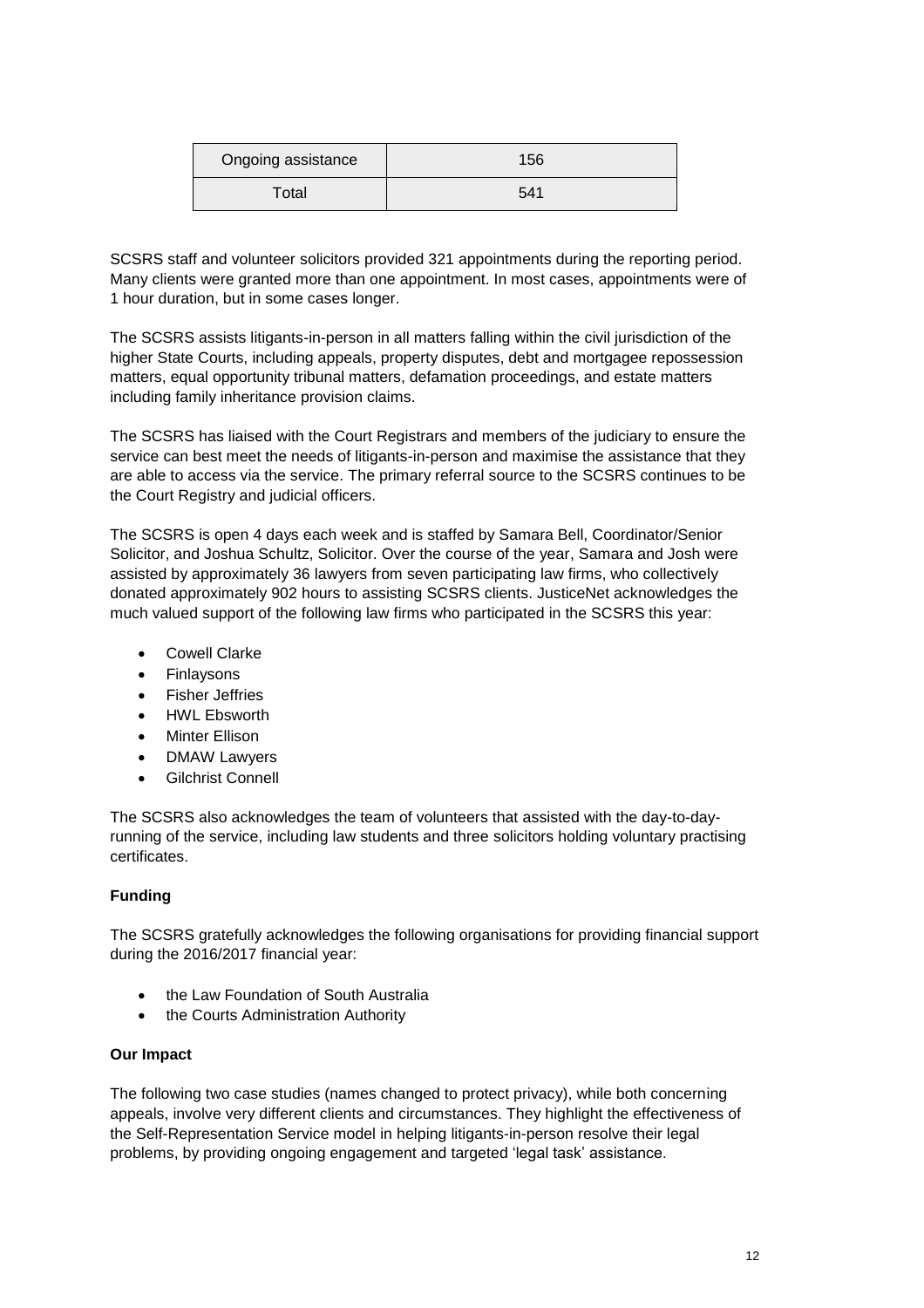| Ongoing assistance | 156 |
| --- | --- |
| Total | 541 |

SCSRS staff and volunteer solicitors provided 321 appointments during the reporting period. Many clients were granted more than one appointment. In most cases, appointments were of 1 hour duration, but in some cases longer.

The SCSRS assists litigants-in-person in all matters falling within the civil jurisdiction of the higher State Courts, including appeals, property disputes, debt and mortgagee repossession matters, equal opportunity tribunal matters, defamation proceedings, and estate matters including family inheritance provision claims.

The SCSRS has liaised with the Court Registrars and members of the judiciary to ensure the service can best meet the needs of litigants-in-person and maximise the assistance that they are able to access via the service. The primary referral source to the SCSRS continues to be the Court Registry and judicial officers.

The SCSRS is open 4 days each week and is staffed by Samara Bell, Coordinator/Senior Solicitor, and Joshua Schultz, Solicitor. Over the course of the year, Samara and Josh were assisted by approximately 36 lawyers from seven participating law firms, who collectively donated approximately 902 hours to assisting SCSRS clients. JusticeNet acknowledges the much valued support of the following law firms who participated in the SCSRS this year:

- Cowell Clarke
- Finlaysons
- Fisher Jeffries
- HWL Ebsworth
- Minter Ellison
- DMAW Lawyers
- Gilchrist Connell

The SCSRS also acknowledges the team of volunteers that assisted with the day-to-day-running of the service, including law students and three solicitors holding voluntary practising certificates.

**Funding**

The SCSRS gratefully acknowledges the following organisations for providing financial support during the 2016/2017 financial year:

- the Law Foundation of South Australia
- the Courts Administration Authority

**Our Impact**

The following two case studies (names changed to protect privacy), while both concerning appeals, involve very different clients and circumstances. They highlight the effectiveness of the Self-Representation Service model in helping litigants-in-person resolve their legal problems, by providing ongoing engagement and targeted 'legal task' assistance.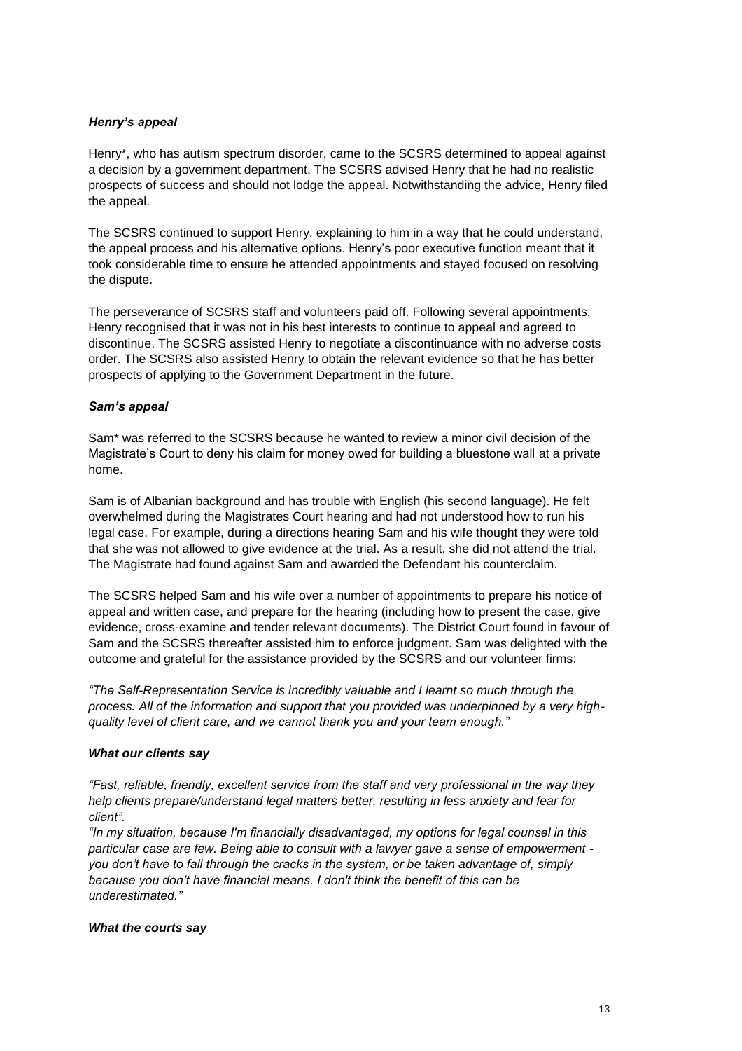### *Henry's appeal*

Henry*, who has autism spectrum disorder, came to the SCSRS determined to appeal against a decision by a government department. The SCSRS advised Henry that he had no realistic prospects of success and should not lodge the appeal. Notwithstanding the advice, Henry filed the appeal.

The SCSRS continued to support Henry, explaining to him in a way that he could understand, the appeal process and his alternative options. Henry's poor executive function meant that it took considerable time to ensure he attended appointments and stayed focused on resolving the dispute.

The perseverance of SCSRS staff and volunteers paid off. Following several appointments, Henry recognised that it was not in his best interests to continue to appeal and agreed to discontinue. The SCSRS assisted Henry to negotiate a discontinuance with no adverse costs order. The SCSRS also assisted Henry to obtain the relevant evidence so that he has better prospects of applying to the Government Department in the future.

### *Sam's appeal*

Sam* was referred to the SCSRS because he wanted to review a minor civil decision of the Magistrate's Court to deny his claim for money owed for building a bluestone wall at a private home.

Sam is of Albanian background and has trouble with English (his second language). He felt overwhelmed during the Magistrates Court hearing and had not understood how to run his legal case. For example, during a directions hearing Sam and his wife thought they were told that she was not allowed to give evidence at the trial. As a result, she did not attend the trial. The Magistrate had found against Sam and awarded the Defendant his counterclaim.

The SCSRS helped Sam and his wife over a number of appointments to prepare his notice of appeal and written case, and prepare for the hearing (including how to present the case, give evidence, cross-examine and tender relevant documents). The District Court found in favour of Sam and the SCSRS thereafter assisted him to enforce judgment. Sam was delighted with the outcome and grateful for the assistance provided by the SCSRS and our volunteer firms:

*"The Self-Representation Service is incredibly valuable and I learnt so much through the process. All of the information and support that you provided was underpinned by a very high-quality level of client care, and we cannot thank you and your team enough."*

### *What our clients say*

*"Fast, reliable, friendly, excellent service from the staff and very professional in the way they help clients prepare/understand legal matters better, resulting in less anxiety and fear for client".*

*"In my situation, because I'm financially disadvantaged, my options for legal counsel in this particular case are few. Being able to consult with a lawyer gave a sense of empowerment - you don't have to fall through the cracks in the system, or be taken advantage of, simply because you don't have financial means. I don't think the benefit of this can be underestimated."*

### *What the courts say*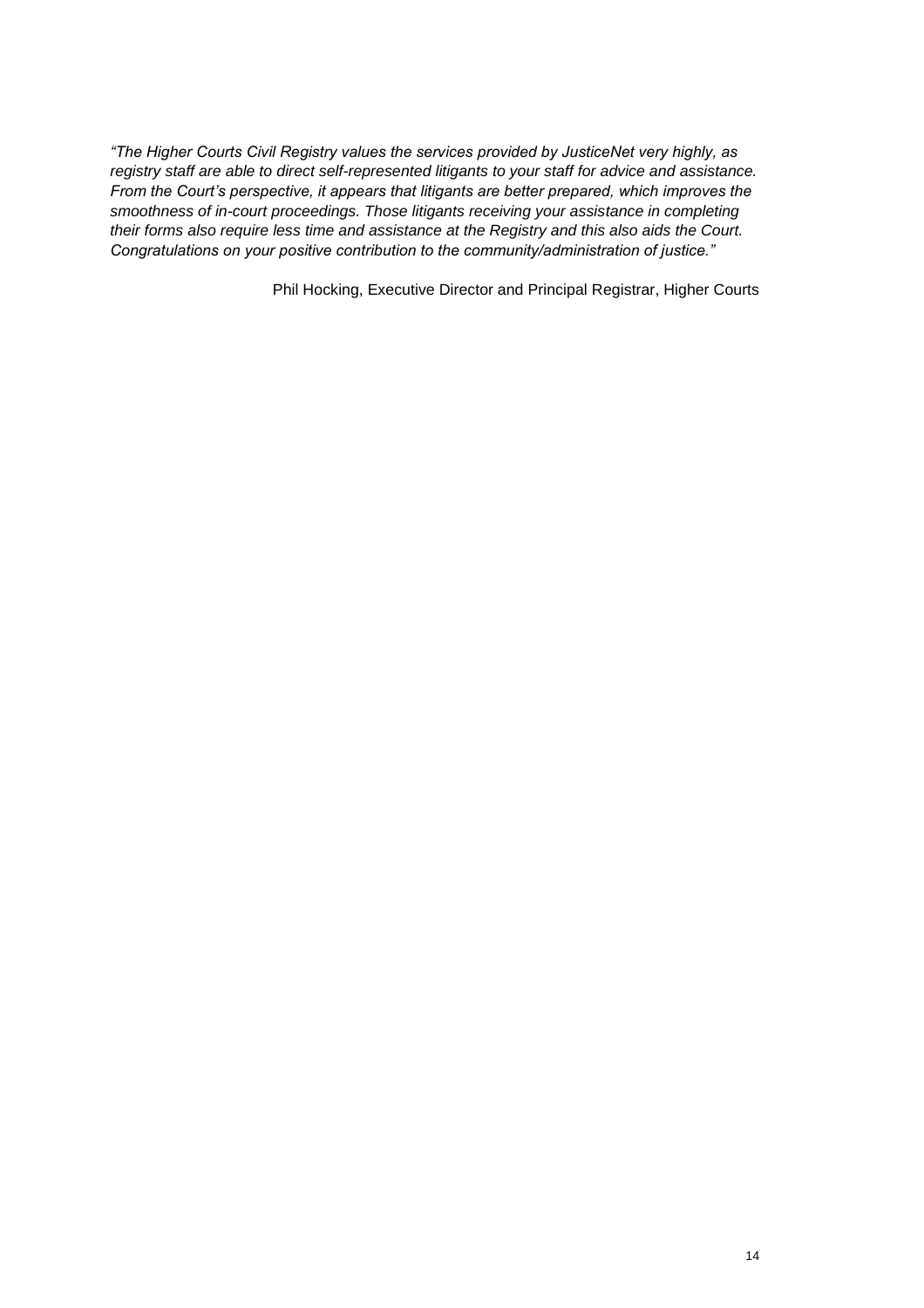*"The Higher Courts Civil Registry values the services provided by JusticeNet very highly, as registry staff are able to direct self-represented litigants to your staff for advice and assistance. From the Court's perspective, it appears that litigants are better prepared, which improves the smoothness of in-court proceedings. Those litigants receiving your assistance in completing their forms also require less time and assistance at the Registry and this also aids the Court. Congratulations on your positive contribution to the community/administration of justice."*

Phil Hocking, Executive Director and Principal Registrar, Higher Courts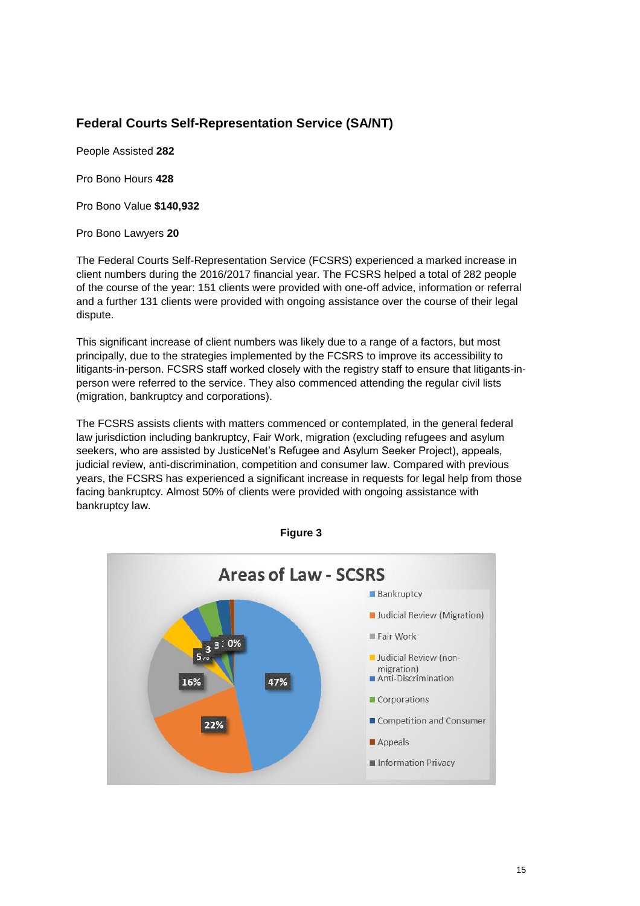## Federal Courts Self-Representation Service (SA/NT)

People Assisted **282**

Pro Bono Hours **428**

Pro Bono Value **$140,932**

Pro Bono Lawyers **20**

The Federal Courts Self-Representation Service (FCSRS) experienced a marked increase in client numbers during the 2016/2017 financial year. The FCSRS helped a total of 282 people of the course of the year: 151 clients were provided with one-off advice, information or referral and a further 131 clients were provided with ongoing assistance over the course of their legal dispute.

This significant increase of client numbers was likely due to a range of a factors, but most principally, due to the strategies implemented by the FCSRS to improve its accessibility to litigants-in-person. FCSRS staff worked closely with the registry staff to ensure that litigants-in-person were referred to the service. They also commenced attending the regular civil lists (migration, bankruptcy and corporations).

The FCSRS assists clients with matters commenced or contemplated, in the general federal law jurisdiction including bankruptcy, Fair Work, migration (excluding refugees and asylum seekers, who are assisted by JusticeNet's Refugee and Asylum Seeker Project), appeals, judicial review, anti-discrimination, competition and consumer law. Compared with previous years, the FCSRS has experienced a significant increase in requests for legal help from those facing bankruptcy. Almost 50% of clients were provided with ongoing assistance with bankruptcy law.

**Figure 3**

**Areas of Law - SCSRS**

| Area of Law | Percentage |
| --- | --- |
| Bankruptcy | 47% |
| Judicial Review (Migration) | 22% |
| Fair Work | 16% |
| Judicial Review (non-migration) | 5% |
| Anti-Discrimination | 3 |
| Corporations | 3 |
| Competition and Consumer | 3 |
| Appeals | 0% |
| Information Privacy | |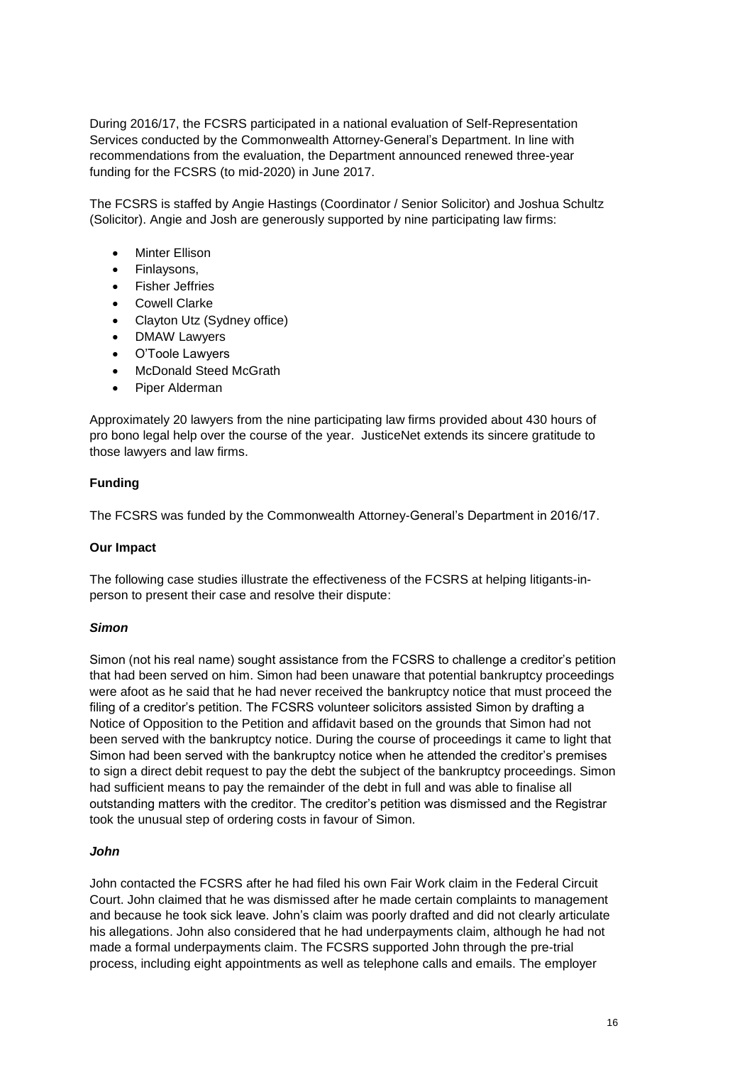During 2016/17, the FCSRS participated in a national evaluation of Self-Representation Services conducted by the Commonwealth Attorney-General's Department. In line with recommendations from the evaluation, the Department announced renewed three-year funding for the FCSRS (to mid-2020) in June 2017.

The FCSRS is staffed by Angie Hastings (Coordinator / Senior Solicitor) and Joshua Schultz (Solicitor). Angie and Josh are generously supported by nine participating law firms:

- Minter Ellison
- Finlaysons,
- Fisher Jeffries
- Cowell Clarke
- Clayton Utz (Sydney office)
- DMAW Lawyers
- O'Toole Lawyers
- McDonald Steed McGrath
- Piper Alderman

Approximately 20 lawyers from the nine participating law firms provided about 430 hours of pro bono legal help over the course of the year. JusticeNet extends its sincere gratitude to those lawyers and law firms.

**Funding**

The FCSRS was funded by the Commonwealth Attorney-General's Department in 2016/17.

**Our Impact**

The following case studies illustrate the effectiveness of the FCSRS at helping litigants-in-person to present their case and resolve their dispute:

***Simon***

Simon (not his real name) sought assistance from the FCSRS to challenge a creditor's petition that had been served on him. Simon had been unaware that potential bankruptcy proceedings were afoot as he said that he had never received the bankruptcy notice that must proceed the filing of a creditor's petition. The FCSRS volunteer solicitors assisted Simon by drafting a Notice of Opposition to the Petition and affidavit based on the grounds that Simon had not been served with the bankruptcy notice. During the course of proceedings it came to light that Simon had been served with the bankruptcy notice when he attended the creditor's premises to sign a direct debit request to pay the debt the subject of the bankruptcy proceedings. Simon had sufficient means to pay the remainder of the debt in full and was able to finalise all outstanding matters with the creditor. The creditor's petition was dismissed and the Registrar took the unusual step of ordering costs in favour of Simon.

***John***

John contacted the FCSRS after he had filed his own Fair Work claim in the Federal Circuit Court. John claimed that he was dismissed after he made certain complaints to management and because he took sick leave. John's claim was poorly drafted and did not clearly articulate his allegations. John also considered that he had underpayments claim, although he had not made a formal underpayments claim. The FCSRS supported John through the pre-trial process, including eight appointments as well as telephone calls and emails. The employer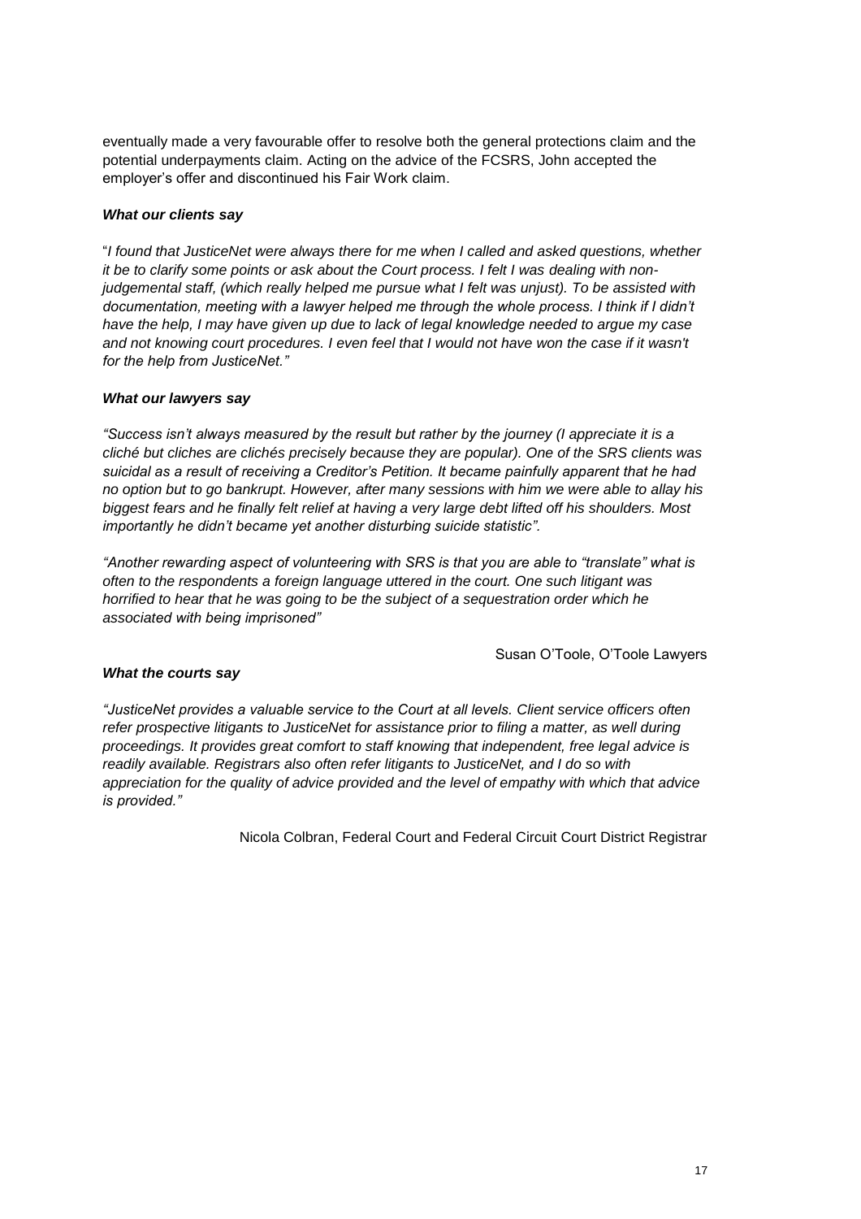eventually made a very favourable offer to resolve both the general protections claim and the potential underpayments claim. Acting on the advice of the FCSRS, John accepted the employer's offer and discontinued his Fair Work claim.

***What our clients say***

"*I found that JusticeNet were always there for me when I called and asked questions, whether it be to clarify some points or ask about the Court process. I felt I was dealing with non-judgemental staff, (which really helped me pursue what I felt was unjust). To be assisted with documentation, meeting with a lawyer helped me through the whole process. I think if I didn't have the help, I may have given up due to lack of legal knowledge needed to argue my case and not knowing court procedures. I even feel that I would not have won the case if it wasn't for the help from JusticeNet."*

***What our lawyers say***

*"Success isn't always measured by the result but rather by the journey (I appreciate it is a cliché but cliches are clichés precisely because they are popular). One of the SRS clients was suicidal as a result of receiving a Creditor's Petition. It became painfully apparent that he had no option but to go bankrupt. However, after many sessions with him we were able to allay his biggest fears and he finally felt relief at having a very large debt lifted off his shoulders. Most importantly he didn't became yet another disturbing suicide statistic".*

*"Another rewarding aspect of volunteering with SRS is that you are able to "translate" what is often to the respondents a foreign language uttered in the court. One such litigant was horrified to hear that he was going to be the subject of a sequestration order which he associated with being imprisoned"*

Susan O'Toole, O'Toole Lawyers

***What the courts say***

*"JusticeNet provides a valuable service to the Court at all levels. Client service officers often refer prospective litigants to JusticeNet for assistance prior to filing a matter, as well during proceedings. It provides great comfort to staff knowing that independent, free legal advice is readily available. Registrars also often refer litigants to JusticeNet, and I do so with appreciation for the quality of advice provided and the level of empathy with which that advice is provided."*

Nicola Colbran, Federal Court and Federal Circuit Court District Registrar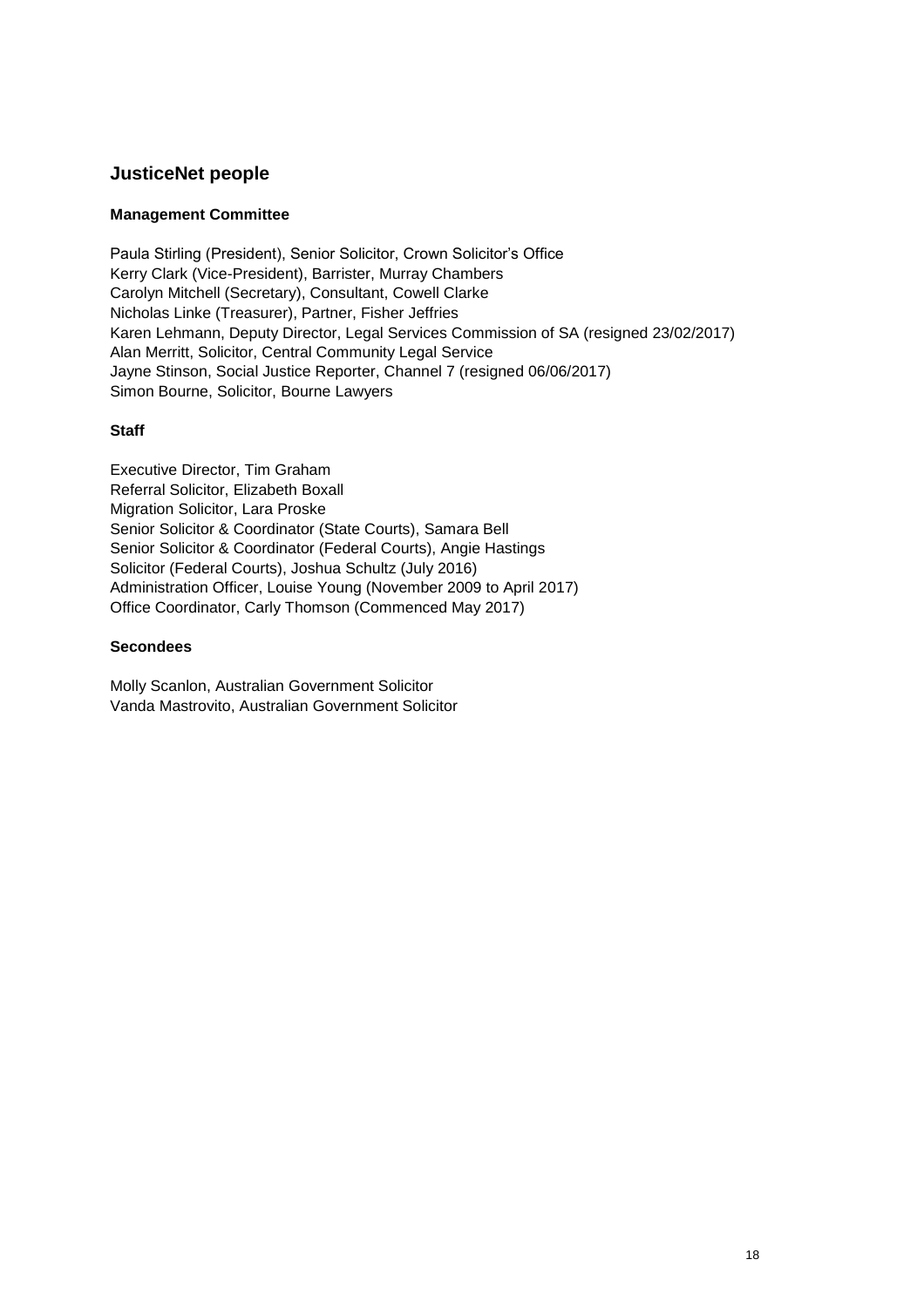## JusticeNet people

### Management Committee

Paula Stirling (President), Senior Solicitor, Crown Solicitor's Office
Kerry Clark (Vice-President), Barrister, Murray Chambers
Carolyn Mitchell (Secretary), Consultant, Cowell Clarke
Nicholas Linke (Treasurer), Partner, Fisher Jeffries
Karen Lehmann, Deputy Director, Legal Services Commission of SA (resigned 23/02/2017)
Alan Merritt, Solicitor, Central Community Legal Service
Jayne Stinson, Social Justice Reporter, Channel 7 (resigned 06/06/2017)
Simon Bourne, Solicitor, Bourne Lawyers

### Staff

Executive Director, Tim Graham
Referral Solicitor, Elizabeth Boxall
Migration Solicitor, Lara Proske
Senior Solicitor & Coordinator (State Courts), Samara Bell
Senior Solicitor & Coordinator (Federal Courts), Angie Hastings
Solicitor (Federal Courts), Joshua Schultz (July 2016)
Administration Officer, Louise Young (November 2009 to April 2017)
Office Coordinator, Carly Thomson (Commenced May 2017)

### Secondees

Molly Scanlon, Australian Government Solicitor
Vanda Mastrovito, Australian Government Solicitor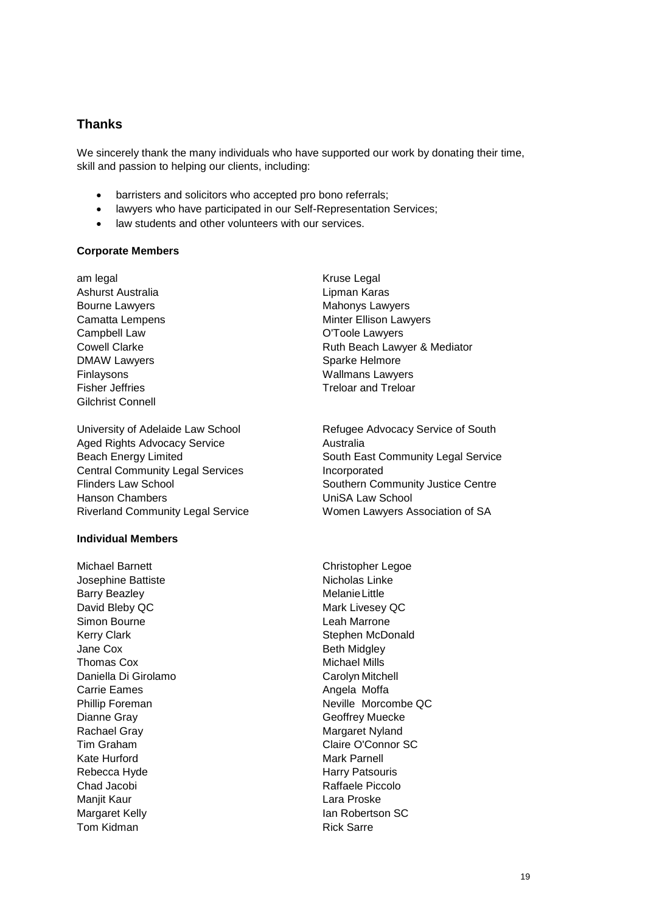## Thanks

We sincerely thank the many individuals who have supported our work by donating their time, skill and passion to helping our clients, including:

- barristers and solicitors who accepted pro bono referrals;
- lawyers who have participated in our Self-Representation Services;
- law students and other volunteers with our services.

**Corporate Members**

am legal
Ashurst Australia
Bourne Lawyers
Camatta Lempens
Campbell Law
Cowell Clarke
DMAW Lawyers
Finlaysons
Fisher Jeffries
Gilchrist Connell
Kruse Legal
Lipman Karas
Mahonys Lawyers
Minter Ellison Lawyers
O'Toole Lawyers
Ruth Beach Lawyer & Mediator
Sparke Helmore
Wallmans Lawyers
Treloar and Treloar

University of Adelaide Law School
Aged Rights Advocacy Service
Beach Energy Limited
Central Community Legal Services
Flinders Law School
Hanson Chambers
Riverland Community Legal Service
Refugee Advocacy Service of South Australia
South East Community Legal Service Incorporated
Southern Community Justice Centre
UniSA Law School
Women Lawyers Association of SA

**Individual Members**

Michael Barnett
Josephine Battiste
Barry Beazley
David Bleby QC
Simon Bourne
Kerry Clark
Jane Cox
Thomas Cox
Daniella Di Girolamo
Carrie Eames
Phillip Foreman
Dianne Gray
Rachael Gray
Tim Graham
Kate Hurford
Rebecca Hyde
Chad Jacobi
Manjit Kaur
Margaret Kelly
Tom Kidman
Christopher Legoe
Nicholas Linke
Melanie Little
Mark Livesey QC
Leah Marrone
Stephen McDonald
Beth Midgley
Michael Mills
Carolyn Mitchell
Angela Moffa
Neville Morcombe QC
Geoffrey Muecke
Margaret Nyland
Claire O'Connor SC
Mark Parnell
Harry Patsouris
Raffaele Piccolo
Lara Proske
Ian Robertson SC
Rick Sarre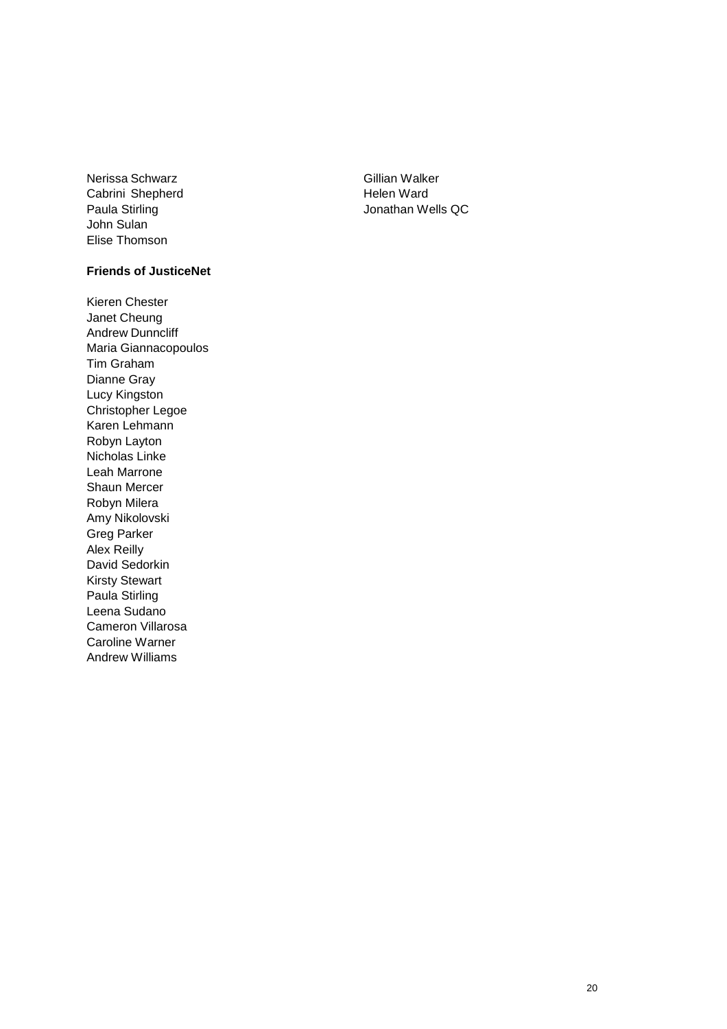Nerissa Schwarz
Cabrini Shepherd
Paula Stirling
John Sulan
Elise Thomson
Gillian Walker
Helen Ward
Jonathan Wells QC

**Friends of JusticeNet**

Kieren Chester
Janet Cheung
Andrew Dunncliff
Maria Giannacopoulos
Tim Graham
Dianne Gray
Lucy Kingston
Christopher Legoe
Karen Lehmann
Robyn Layton
Nicholas Linke
Leah Marrone
Shaun Mercer
Robyn Milera
Amy Nikolovski
Greg Parker
Alex Reilly
David Sedorkin
Kirsty Stewart
Paula Stirling
Leena Sudano
Cameron Villarosa
Caroline Warner
Andrew Williams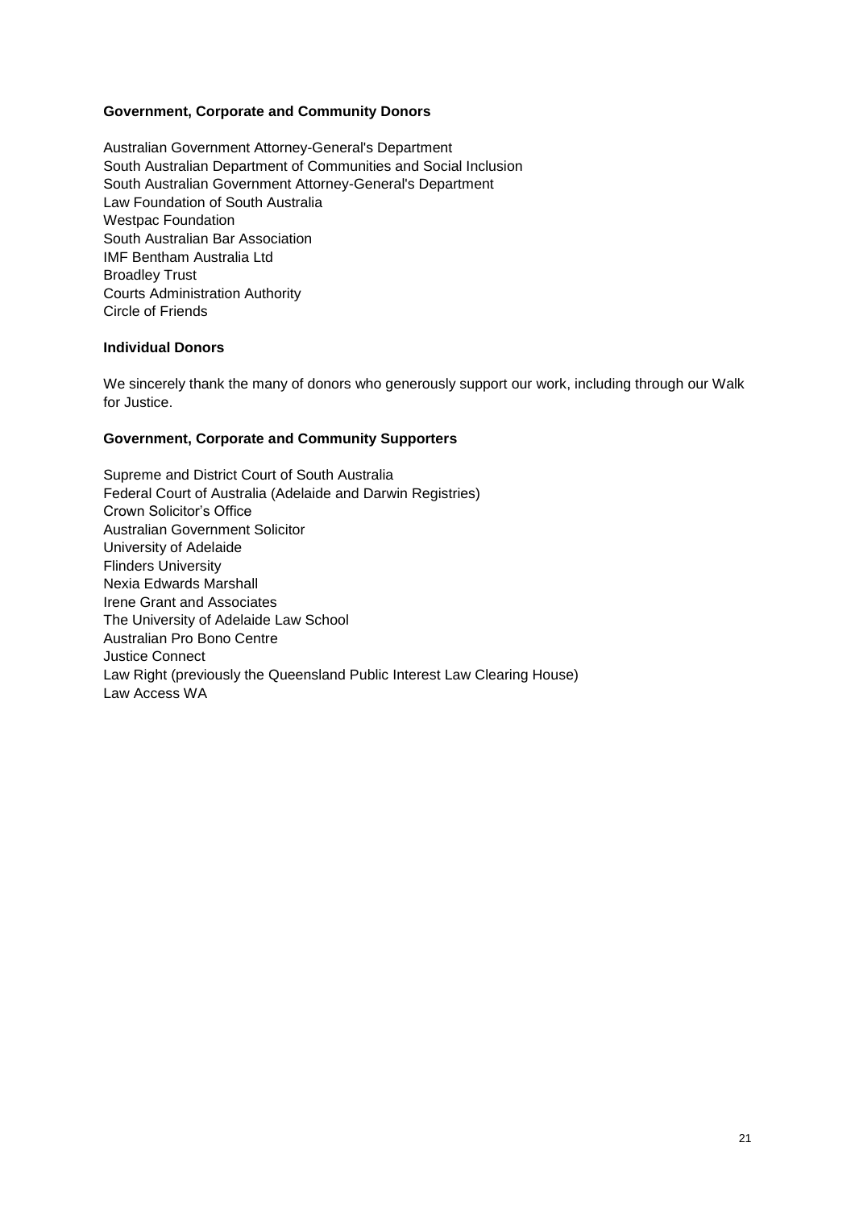**Government, Corporate and Community Donors**

Australian Government Attorney-General's Department
South Australian Department of Communities and Social Inclusion
South Australian Government Attorney-General's Department
Law Foundation of South Australia
Westpac Foundation
South Australian Bar Association
IMF Bentham Australia Ltd
Broadley Trust
Courts Administration Authority
Circle of Friends

**Individual Donors**

We sincerely thank the many of donors who generously support our work, including through our Walk for Justice.

**Government, Corporate and Community Supporters**

Supreme and District Court of South Australia
Federal Court of Australia (Adelaide and Darwin Registries)
Crown Solicitor's Office
Australian Government Solicitor
University of Adelaide
Flinders University
Nexia Edwards Marshall
Irene Grant and Associates
The University of Adelaide Law School
Australian Pro Bono Centre
Justice Connect
Law Right (previously the Queensland Public Interest Law Clearing House)
Law Access WA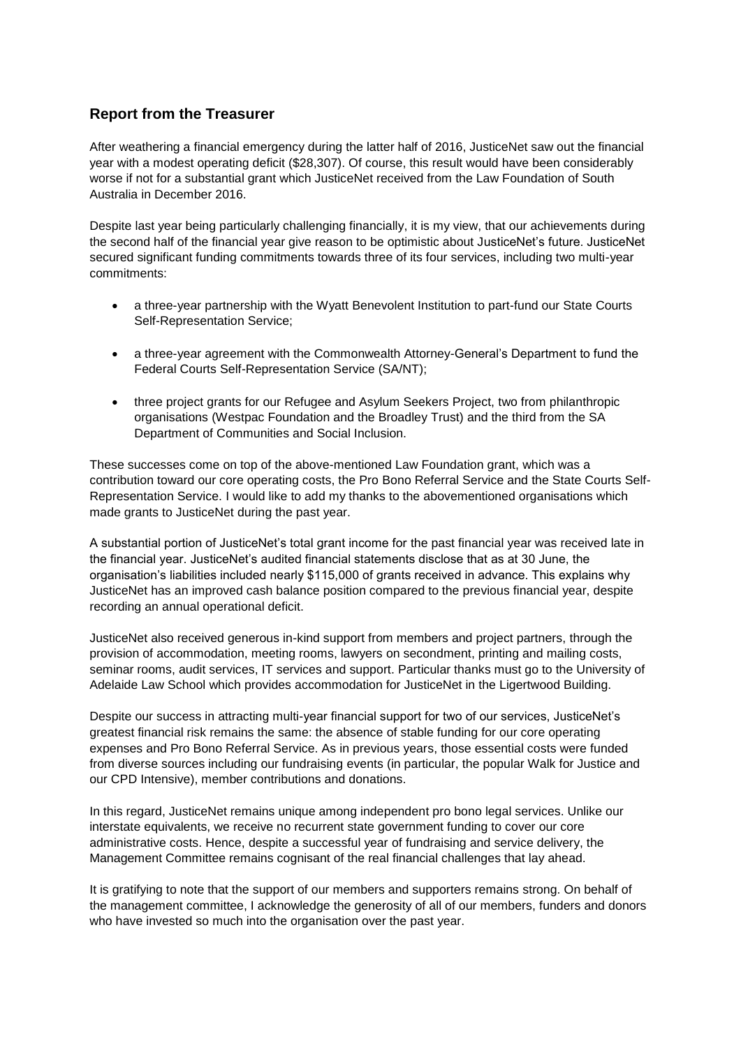## Report from the Treasurer

After weathering a financial emergency during the latter half of 2016, JusticeNet saw out the financial year with a modest operating deficit ($28,307). Of course, this result would have been considerably worse if not for a substantial grant which JusticeNet received from the Law Foundation of South Australia in December 2016.

Despite last year being particularly challenging financially, it is my view, that our achievements during the second half of the financial year give reason to be optimistic about JusticeNet's future. JusticeNet secured significant funding commitments towards three of its four services, including two multi-year commitments:

- a three-year partnership with the Wyatt Benevolent Institution to part-fund our State Courts Self-Representation Service;
- a three-year agreement with the Commonwealth Attorney-General's Department to fund the Federal Courts Self-Representation Service (SA/NT);
- three project grants for our Refugee and Asylum Seekers Project, two from philanthropic organisations (Westpac Foundation and the Broadley Trust) and the third from the SA Department of Communities and Social Inclusion.

These successes come on top of the above-mentioned Law Foundation grant, which was a contribution toward our core operating costs, the Pro Bono Referral Service and the State Courts Self-Representation Service. I would like to add my thanks to the abovementioned organisations which made grants to JusticeNet during the past year.

A substantial portion of JusticeNet's total grant income for the past financial year was received late in the financial year. JusticeNet's audited financial statements disclose that as at 30 June, the organisation's liabilities included nearly $115,000 of grants received in advance. This explains why JusticeNet has an improved cash balance position compared to the previous financial year, despite recording an annual operational deficit.

JusticeNet also received generous in-kind support from members and project partners, through the provision of accommodation, meeting rooms, lawyers on secondment, printing and mailing costs, seminar rooms, audit services, IT services and support. Particular thanks must go to the University of Adelaide Law School which provides accommodation for JusticeNet in the Ligertwood Building.

Despite our success in attracting multi-year financial support for two of our services, JusticeNet's greatest financial risk remains the same: the absence of stable funding for our core operating expenses and Pro Bono Referral Service. As in previous years, those essential costs were funded from diverse sources including our fundraising events (in particular, the popular Walk for Justice and our CPD Intensive), member contributions and donations.

In this regard, JusticeNet remains unique among independent pro bono legal services. Unlike our interstate equivalents, we receive no recurrent state government funding to cover our core administrative costs. Hence, despite a successful year of fundraising and service delivery, the Management Committee remains cognisant of the real financial challenges that lay ahead.

It is gratifying to note that the support of our members and supporters remains strong. On behalf of the management committee, I acknowledge the generosity of all of our members, funders and donors who have invested so much into the organisation over the past year.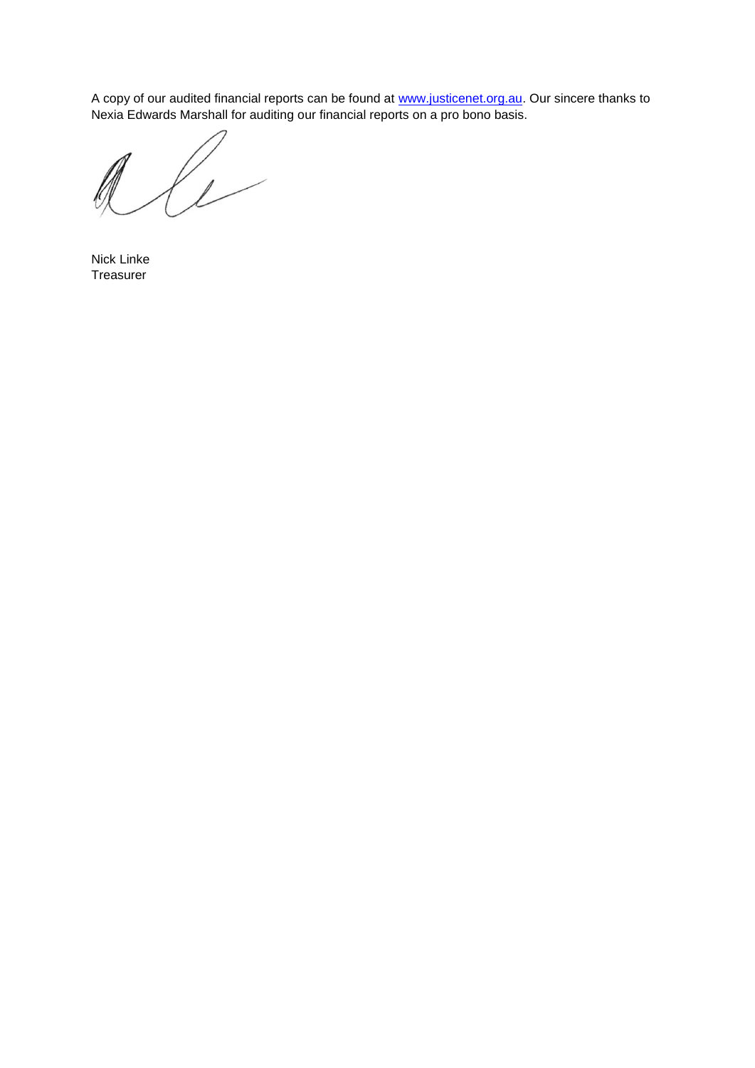A copy of our audited financial reports can be found at www.justicenet.org.au. Our sincere thanks to Nexia Edwards Marshall for auditing our financial reports on a pro bono basis.

Nick Linke
Treasurer